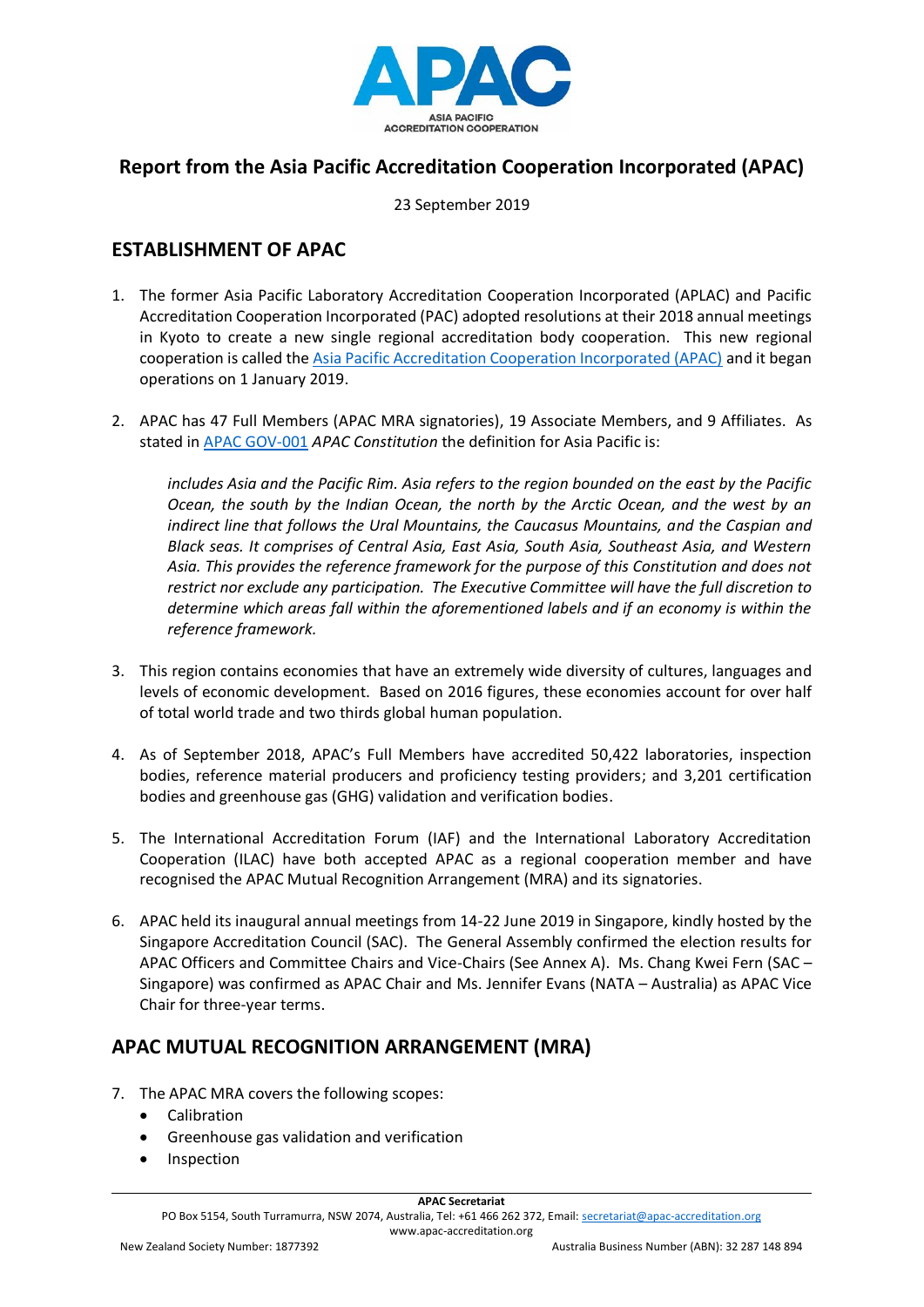# Report from the Asia Pacific Accreditation Cooperation Incorporated (APAC)

23 September 2019

## ESTABLISHMENT OF APAC

1. The former Asia Pacific Laboratory Accreditation Cooperation Incorporated (APLAC) and Pacific Accreditation Cooperation Incorporated (PAC) adopted resolutions at their 2018 annual meetings in Kyoto to create a new single regional accreditation body cooperation. This new regional cooperation is called the Asia Pacific Accreditation Cooperation Incorporated (APAC) and it began operations on 1 January 2019.

2. APAC has 47 Full Members (APAC MRA signatories), 19 Associate Members, and 9 Affiliates. As stated in APAC GOV-001 *APAC Constitution* the definition for Asia Pacific is:

   *includes Asia and the Pacific Rim. Asia refers to the region bounded on the east by the Pacific Ocean, the south by the Indian Ocean, the north by the Arctic Ocean, and the west by an indirect line that follows the Ural Mountains, the Caucasus Mountains, and the Caspian and Black seas. It comprises of Central Asia, East Asia, South Asia, Southeast Asia, and Western Asia. This provides the reference framework for the purpose of this Constitution and does not restrict nor exclude any participation. The Executive Committee will have the full discretion to determine which areas fall within the aforementioned labels and if an economy is within the reference framework.*

3. This region contains economies that have an extremely wide diversity of cultures, languages and levels of economic development. Based on 2016 figures, these economies account for over half of total world trade and two thirds global human population.

4. As of September 2018, APAC's Full Members have accredited 50,422 laboratories, inspection bodies, reference material producers and proficiency testing providers; and 3,201 certification bodies and greenhouse gas (GHG) validation and verification bodies.

5. The International Accreditation Forum (IAF) and the International Laboratory Accreditation Cooperation (ILAC) have both accepted APAC as a regional cooperation member and have recognised the APAC Mutual Recognition Arrangement (MRA) and its signatories.

6. APAC held its inaugural annual meetings from 14-22 June 2019 in Singapore, kindly hosted by the Singapore Accreditation Council (SAC). The General Assembly confirmed the election results for APAC Officers and Committee Chairs and Vice-Chairs (See Annex A). Ms. Chang Kwei Fern (SAC – Singapore) was confirmed as APAC Chair and Ms. Jennifer Evans (NATA – Australia) as APAC Vice Chair for three-year terms.

## APAC MUTUAL RECOGNITION ARRANGEMENT (MRA)

7. The APAC MRA covers the following scopes:
   - Calibration
   - Greenhouse gas validation and verification
   - Inspection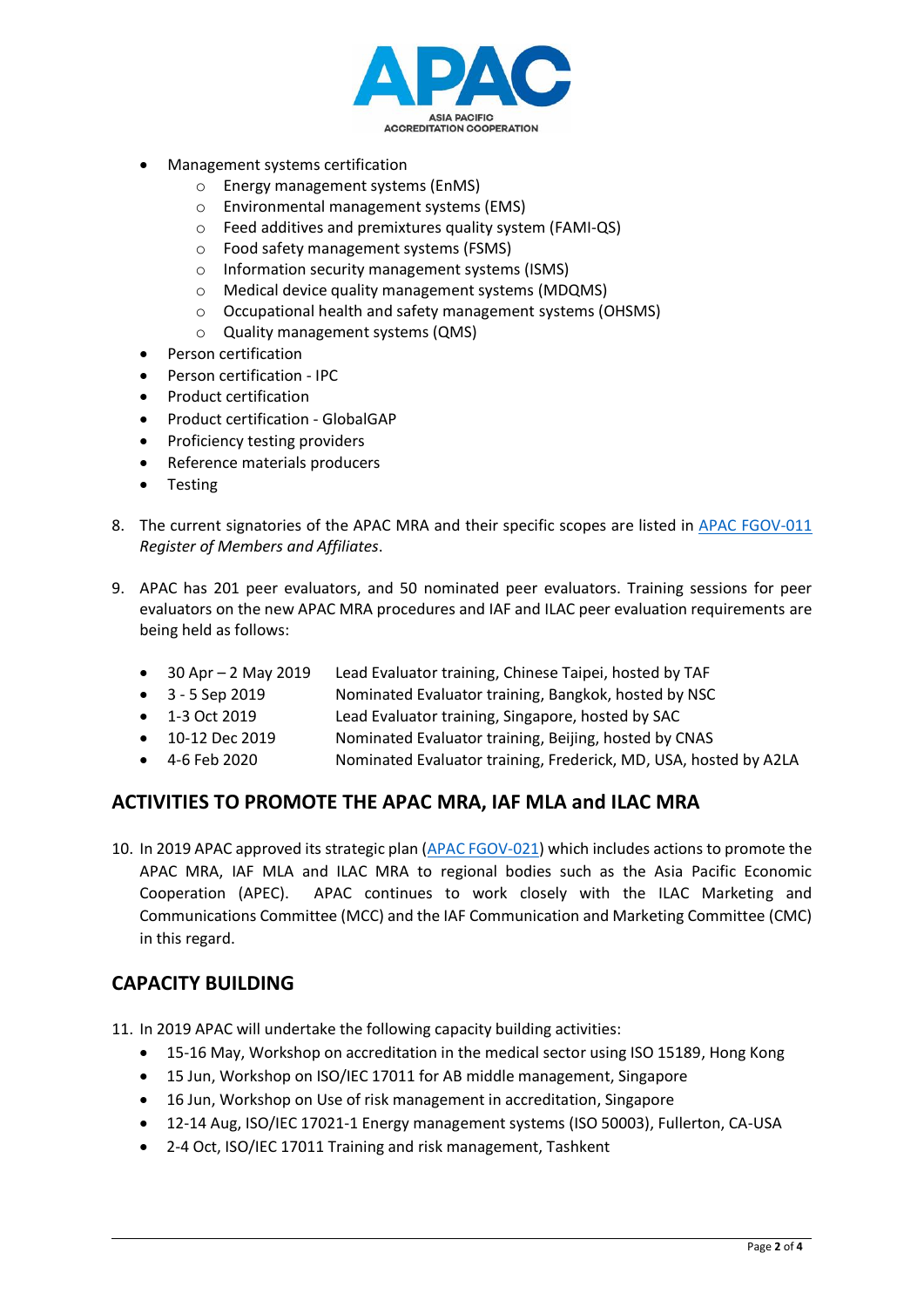- Management systems certification
  - Energy management systems (EnMS)
  - Environmental management systems (EMS)
  - Feed additives and premixtures quality system (FAMI-QS)
  - Food safety management systems (FSMS)
  - Information security management systems (ISMS)
  - Medical device quality management systems (MDQMS)
  - Occupational health and safety management systems (OHSMS)
  - Quality management systems (QMS)
- Person certification
- Person certification - IPC
- Product certification
- Product certification - GlobalGAP
- Proficiency testing providers
- Reference materials producers
- Testing

8. The current signatories of the APAC MRA and their specific scopes are listed in [APAC FGOV-011](APAC FGOV-011) *Register of Members and Affiliates*.

9. APAC has 201 peer evaluators, and 50 nominated peer evaluators. Training sessions for peer evaluators on the new APAC MRA procedures and IAF and ILAC peer evaluation requirements are being held as follows:

   - 30 Apr – 2 May 2019 Lead Evaluator training, Chinese Taipei, hosted by TAF
   - 3 - 5 Sep 2019 Nominated Evaluator training, Bangkok, hosted by NSC
   - 1-3 Oct 2019 Lead Evaluator training, Singapore, hosted by SAC
   - 10-12 Dec 2019 Nominated Evaluator training, Beijing, hosted by CNAS
   - 4-6 Feb 2020 Nominated Evaluator training, Frederick, MD, USA, hosted by A2LA

## ACTIVITIES TO PROMOTE THE APAC MRA, IAF MLA and ILAC MRA

10. In 2019 APAC approved its strategic plan (APAC FGOV-021) which includes actions to promote the APAC MRA, IAF MLA and ILAC MRA to regional bodies such as the Asia Pacific Economic Cooperation (APEC). APAC continues to work closely with the ILAC Marketing and Communications Committee (MCC) and the IAF Communication and Marketing Committee (CMC) in this regard.

## CAPACITY BUILDING

11. In 2019 APAC will undertake the following capacity building activities:
    - 15-16 May, Workshop on accreditation in the medical sector using ISO 15189, Hong Kong
    - 15 Jun, Workshop on ISO/IEC 17011 for AB middle management, Singapore
    - 16 Jun, Workshop on Use of risk management in accreditation, Singapore
    - 12-14 Aug, ISO/IEC 17021-1 Energy management systems (ISO 50003), Fullerton, CA-USA
    - 2-4 Oct, ISO/IEC 17011 Training and risk management, Tashkent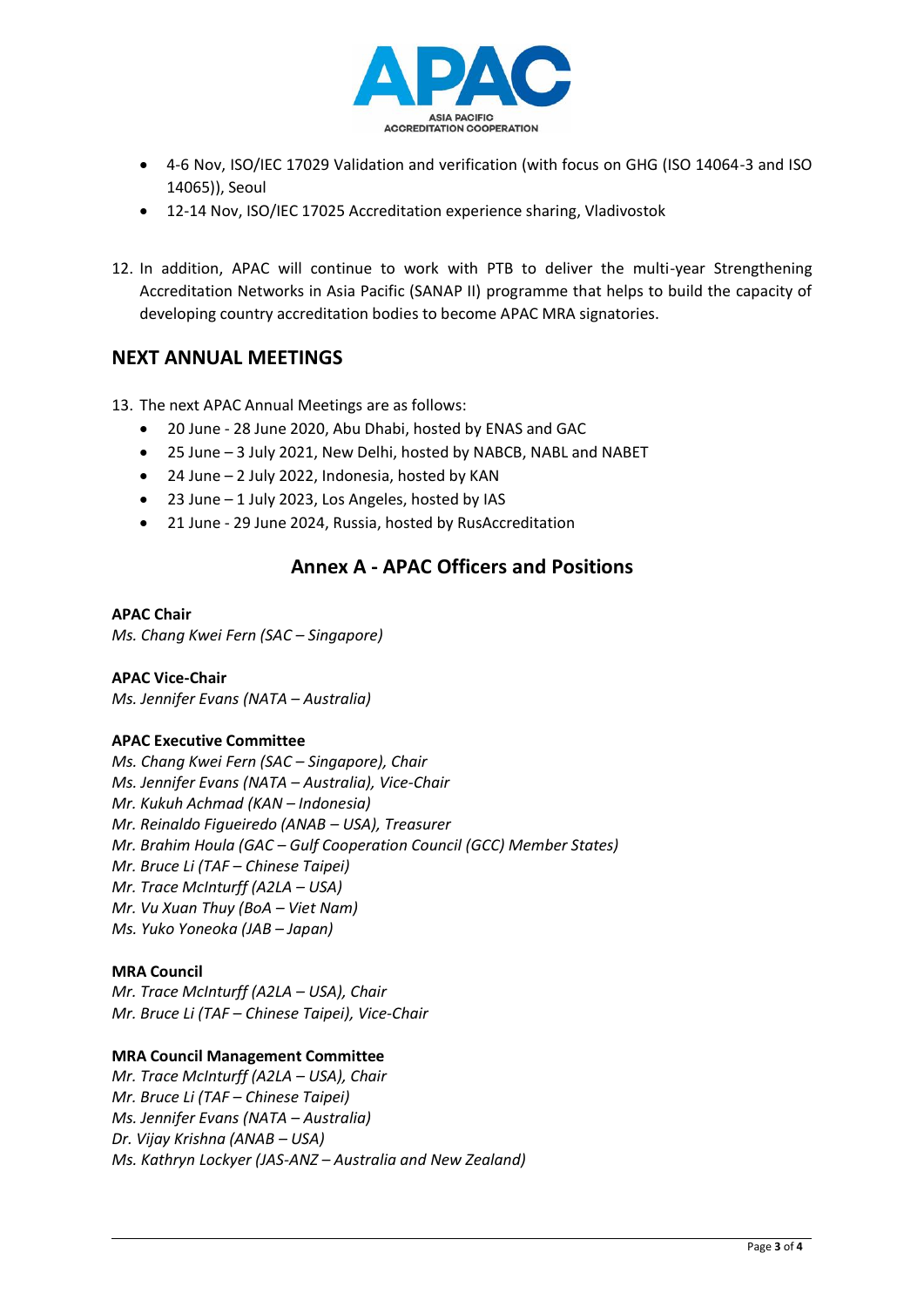- 4-6 Nov, ISO/IEC 17029 Validation and verification (with focus on GHG (ISO 14064-3 and ISO 14065)), Seoul
- 12-14 Nov, ISO/IEC 17025 Accreditation experience sharing, Vladivostok

12. In addition, APAC will continue to work with PTB to deliver the multi-year Strengthening Accreditation Networks in Asia Pacific (SANAP II) programme that helps to build the capacity of developing country accreditation bodies to become APAC MRA signatories.

## NEXT ANNUAL MEETINGS

13. The next APAC Annual Meetings are as follows:
    - 20 June - 28 June 2020, Abu Dhabi, hosted by ENAS and GAC
    - 25 June – 3 July 2021, New Delhi, hosted by NABCB, NABL and NABET
    - 24 June – 2 July 2022, Indonesia, hosted by KAN
    - 23 June – 1 July 2023, Los Angeles, hosted by IAS
    - 21 June - 29 June 2024, Russia, hosted by RusAccreditation

## Annex A - APAC Officers and Positions

**APAC Chair**
*Ms. Chang Kwei Fern (SAC – Singapore)*

**APAC Vice-Chair**
*Ms. Jennifer Evans (NATA – Australia)*

**APAC Executive Committee**
*Ms. Chang Kwei Fern (SAC – Singapore), Chair*
*Ms. Jennifer Evans (NATA – Australia), Vice-Chair*
*Mr. Kukuh Achmad (KAN – Indonesia)*
*Mr. Reinaldo Figueiredo (ANAB – USA), Treasurer*
*Mr. Brahim Houla (GAC – Gulf Cooperation Council (GCC) Member States)*
*Mr. Bruce Li (TAF – Chinese Taipei)*
*Mr. Trace McInturff (A2LA – USA)*
*Mr. Vu Xuan Thuy (BoA – Viet Nam)*
*Ms. Yuko Yoneoka (JAB – Japan)*

**MRA Council**
*Mr. Trace McInturff (A2LA – USA), Chair*
*Mr. Bruce Li (TAF – Chinese Taipei), Vice-Chair*

**MRA Council Management Committee**
*Mr. Trace McInturff (A2LA – USA), Chair*
*Mr. Bruce Li (TAF – Chinese Taipei)*
*Ms. Jennifer Evans (NATA – Australia)*
*Dr. Vijay Krishna (ANAB – USA)*
*Ms. Kathryn Lockyer (JAS-ANZ – Australia and New Zealand)*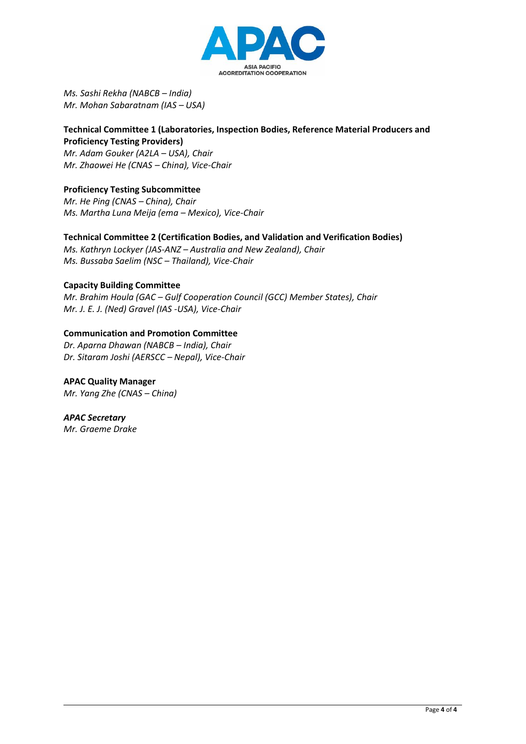*Ms. Sashi Rekha (NABCB – India)*
*Mr. Mohan Sabaratnam (IAS – USA)*

**Technical Committee 1 (Laboratories, Inspection Bodies, Reference Material Producers and Proficiency Testing Providers)**
*Mr. Adam Gouker (A2LA – USA), Chair*
*Mr. Zhaowei He (CNAS – China), Vice-Chair*

**Proficiency Testing Subcommittee**
*Mr. He Ping (CNAS – China), Chair*
*Ms. Martha Luna Meija (ema – Mexico), Vice-Chair*

**Technical Committee 2 (Certification Bodies, and Validation and Verification Bodies)**
*Ms. Kathryn Lockyer (JAS-ANZ – Australia and New Zealand), Chair*
*Ms. Bussaba Saelim (NSC – Thailand), Vice-Chair*

**Capacity Building Committee**
*Mr. Brahim Houla (GAC – Gulf Cooperation Council (GCC) Member States), Chair*
*Mr. J. E. J. (Ned) Gravel (IAS -USA), Vice-Chair*

**Communication and Promotion Committee**
*Dr. Aparna Dhawan (NABCB – India), Chair*
*Dr. Sitaram Joshi (AERSCC – Nepal), Vice-Chair*

**APAC Quality Manager**
*Mr. Yang Zhe (CNAS – China)*

***APAC Secretary***
*Mr. Graeme Drake*